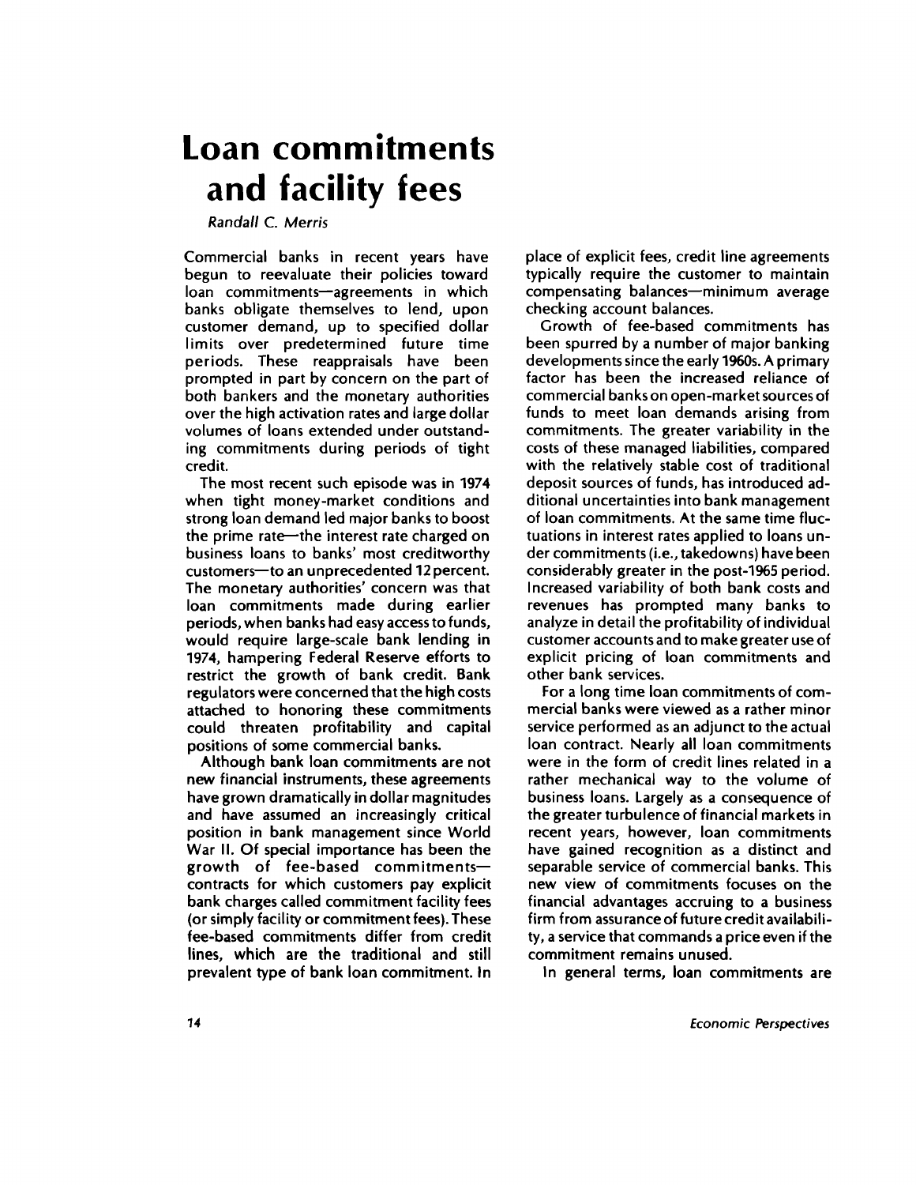# Loan commitments and facility fees

*Randall C. Merris*

Commercial banks in recent years have begun to reevaluate their policies toward loan commitments—agreements in which banks obligate themselves to lend, upon customer demand, up to specified dollar limits over predetermined future time periods. These reappraisals have been prompted in part by concern on the part of both bankers and the monetary authorities over the high activation rates and large dollar volumes of loans extended under outstanding commitments during periods of tight credit.

The most recent such episode was in 1974 when tight money-market conditions and strong loan demand led major banks to boost the prime rate—the interest rate charged on business loans to banks' most creditworthy customers—to an unprecedented 12 percent. The monetary authorities' concern was that loan commitments made during earlier periods, when banks had easy access to funds, would require large-scale bank lending in 1974, hampering Federal Reserve efforts to restrict the growth of bank credit. Bank regulators were concerned that the high costs attached to honoring these commitments could threaten profitability and capital positions of some commercial banks.

Although bank loan commitments are not new financial instruments, these agreements have grown dramatically in dollar magnitudes and have assumed an increasingly critical position in bank management since World War II. Of special importance has been the growth of fee-based commitments—contracts for which customers pay explicit bank charges called commitment facility fees (or simply facility or commitment fees). These fee-based commitments differ from credit lines, which are the traditional and still prevalent type of bank loan commitment. In place of explicit fees, credit line agreements typically require the customer to maintain compensating balances—minimum average checking account balances.

Growth of fee-based commitments has been spurred by a number of major banking developments since the early 1960s. A primary factor has been the increased reliance of commercial banks on open-market sources of funds to meet loan demands arising from commitments. The greater variability in the costs of these managed liabilities, compared with the relatively stable cost of traditional deposit sources of funds, has introduced additional uncertainties into bank management of loan commitments. At the same time fluctuations in interest rates applied to loans under commitments (i.e., takedowns) have been considerably greater in the post-1965 period. Increased variability of both bank costs and revenues has prompted many banks to analyze in detail the profitability of individual customer accounts and to make greater use of explicit pricing of loan commitments and other bank services.

For a long time loan commitments of commercial banks were viewed as a rather minor service performed as an adjunct to the actual loan contract. Nearly all loan commitments were in the form of credit lines related in a rather mechanical way to the volume of business loans. Largely as a consequence of the greater turbulence of financial markets in recent years, however, loan commitments have gained recognition as a distinct and separable service of commercial banks. This new view of commitments focuses on the financial advantages accruing to a business firm from assurance of future credit availability, a service that commands a price even if the commitment remains unused.

In general terms, loan commitments are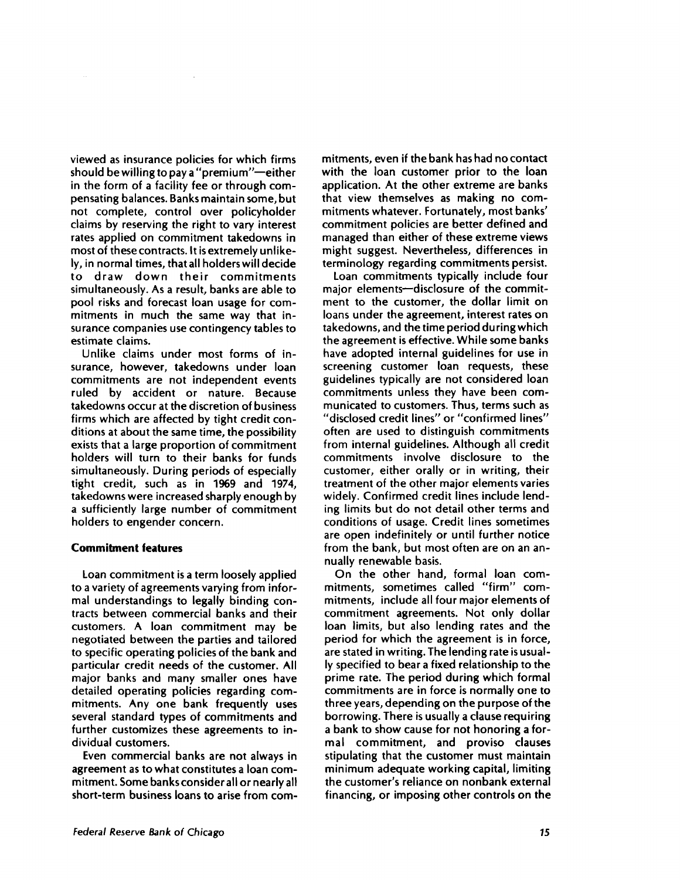viewed as insurance policies for which firms should be willing to pay a "premium"—either in the form of a facility fee or through compensating balances. Banks maintain some, but not complete, control over policyholder claims by reserving the right to vary interest rates applied on commitment takedowns in most of these contracts. It is extremely unlikely, in normal times, that all holders will decide to draw down their commitments simultaneously. As a result, banks are able to pool risks and forecast loan usage for commitments in much the same way that insurance companies use contingency tables to estimate claims.

Unlike claims under most forms of insurance, however, takedowns under loan commitments are not independent events ruled by accident or nature. Because takedowns occur at the discretion of business firms which are affected by tight credit conditions at about the same time, the possibility exists that a large proportion of commitment holders will turn to their banks for funds simultaneously. During periods of especially tight credit, such as in 1969 and 1974, takedowns were increased sharply enough by a sufficiently large number of commitment holders to engender concern.

### Commitment features

Loan commitment is a term loosely applied to a variety of agreements varying from informal understandings to legally binding contracts between commercial banks and their customers. A loan commitment may be negotiated between the parties and tailored to specific operating policies of the bank and particular credit needs of the customer. All major banks and many smaller ones have detailed operating policies regarding commitments. Any one bank frequently uses several standard types of commitments and further customizes these agreements to individual customers.

Even commercial banks are not always in agreement as to what constitutes a loan commitment. Some banks consider all or nearly all short-term business loans to arise from commitments, even if the bank has had no contact with the loan customer prior to the loan application. At the other extreme are banks that view themselves as making no commitments whatever. Fortunately, most banks' commitment policies are better defined and managed than either of these extreme views might suggest. Nevertheless, differences in terminology regarding commitments persist.

Loan commitments typically include four major elements—disclosure of the commitment to the customer, the dollar limit on loans under the agreement, interest rates on takedowns, and the time period during which the agreement is effective. While some banks have adopted internal guidelines for use in screening customer loan requests, these guidelines typically are not considered loan commitments unless they have been communicated to customers. Thus, terms such as "disclosed credit lines" or "confirmed lines" often are used to distinguish commitments from internal guidelines. Although all credit commitments involve disclosure to the customer, either orally or in writing, their treatment of the other major elements varies widely. Confirmed credit lines include lending limits but do not detail other terms and conditions of usage. Credit lines sometimes are open indefinitely or until further notice from the bank, but most often are on an annually renewable basis.

On the other hand, formal loan commitments, sometimes called "firm" commitments, include all four major elements of commitment agreements. Not only dollar loan limits, but also lending rates and the period for which the agreement is in force, are stated in writing. The lending rate is usually specified to bear a fixed relationship to the prime rate. The period during which formal commitments are in force is normally one to three years, depending on the purpose of the borrowing. There is usually a clause requiring a bank to show cause for not honoring a formal commitment, and proviso clauses stipulating that the customer must maintain minimum adequate working capital, limiting the customer's reliance on nonbank external financing, or imposing other controls on the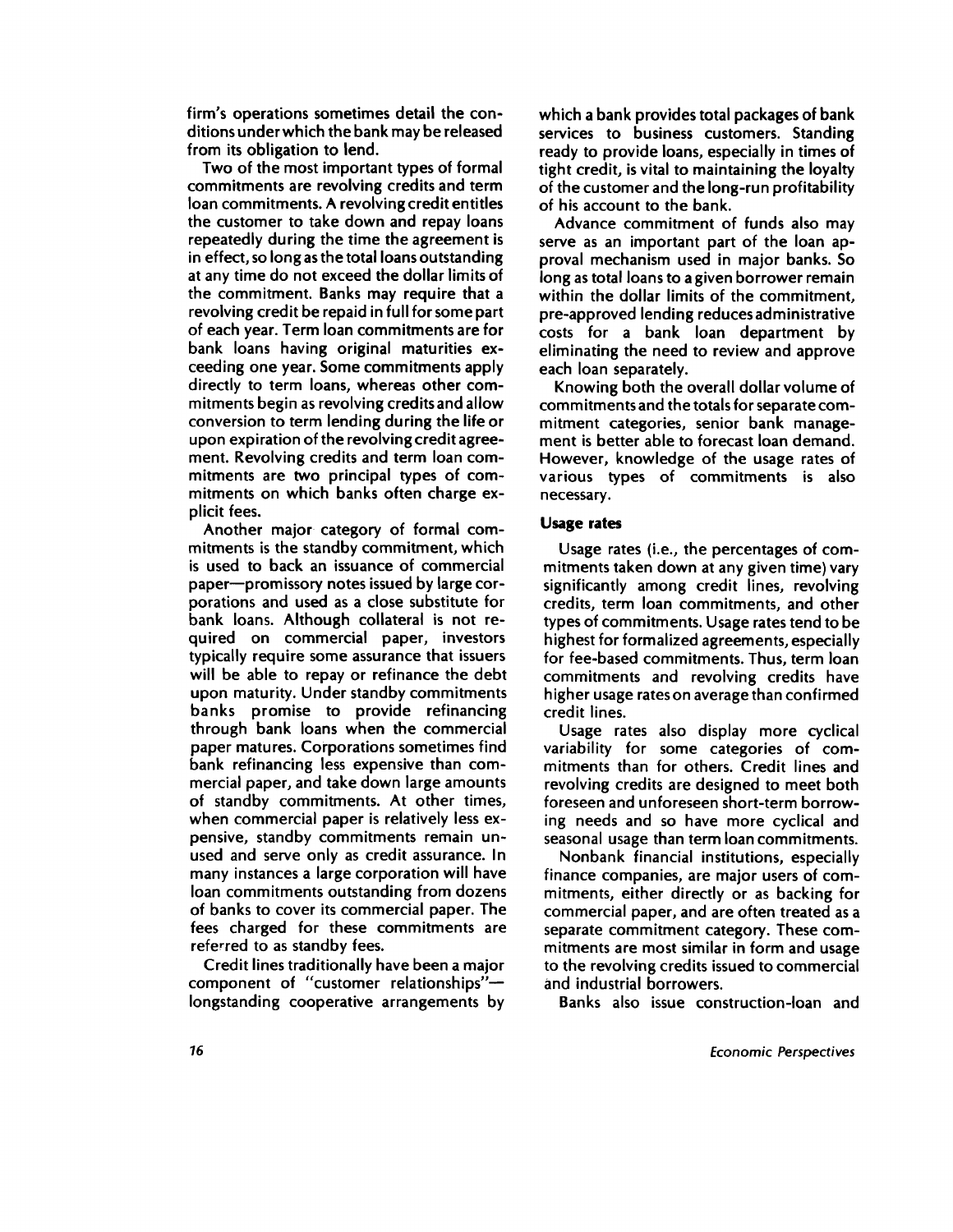firm's operations sometimes detail the conditions under which the bank may be released from its obligation to lend.

Two of the most important types of formal commitments are revolving credits and term loan commitments. A revolving credit entitles the customer to take down and repay loans repeatedly during the time the agreement is in effect, so long as the total loans outstanding at any time do not exceed the dollar limits of the commitment. Banks may require that a revolving credit be repaid in full for some part of each year. Term loan commitments are for bank loans having original maturities exceeding one year. Some commitments apply directly to term loans, whereas other commitments begin as revolving credits and allow conversion to term lending during the life or upon expiration of the revolving credit agreement. Revolving credits and term loan commitments are two principal types of commitments on which banks often charge explicit fees.

Another major category of formal commitments is the standby commitment, which is used to back an issuance of commercial paper—promissory notes issued by large corporations and used as a close substitute for bank loans. Although collateral is not required on commercial paper, investors typically require some assurance that issuers will be able to repay or refinance the debt upon maturity. Under standby commitments banks promise to provide refinancing through bank loans when the commercial paper matures. Corporations sometimes find bank refinancing less expensive than commercial paper, and take down large amounts of standby commitments. At other times, when commercial paper is relatively less expensive, standby commitments remain unused and serve only as credit assurance. In many instances a large corporation will have loan commitments outstanding from dozens of banks to cover its commercial paper. The fees charged for these commitments are referred to as standby fees.

Credit lines traditionally have been a major component of "customer relationships"—longstanding cooperative arrangements by which a bank provides total packages of bank services to business customers. Standing ready to provide loans, especially in times of tight credit, is vital to maintaining the loyalty of the customer and the long-run profitability of his account to the bank.

Advance commitment of funds also may serve as an important part of the loan approval mechanism used in major banks. So long as total loans to a given borrower remain within the dollar limits of the commitment, pre-approved lending reduces administrative costs for a bank loan department by eliminating the need to review and approve each loan separately.

Knowing both the overall dollar volume of commitments and the totals for separate commitment categories, senior bank management is better able to forecast loan demand. However, knowledge of the usage rates of various types of commitments is also necessary.

### Usage rates

Usage rates (i.e., the percentages of commitments taken down at any given time) vary significantly among credit lines, revolving credits, term loan commitments, and other types of commitments. Usage rates tend to be highest for formalized agreements, especially for fee-based commitments. Thus, term loan commitments and revolving credits have higher usage rates on average than confirmed credit lines.

Usage rates also display more cyclical variability for some categories of commitments than for others. Credit lines and revolving credits are designed to meet both foreseen and unforeseen short-term borrowing needs and so have more cyclical and seasonal usage than term loan commitments.

Nonbank financial institutions, especially finance companies, are major users of commitments, either directly or as backing for commercial paper, and are often treated as a separate commitment category. These commitments are most similar in form and usage to the revolving credits issued to commercial and industrial borrowers.

Banks also issue construction-loan and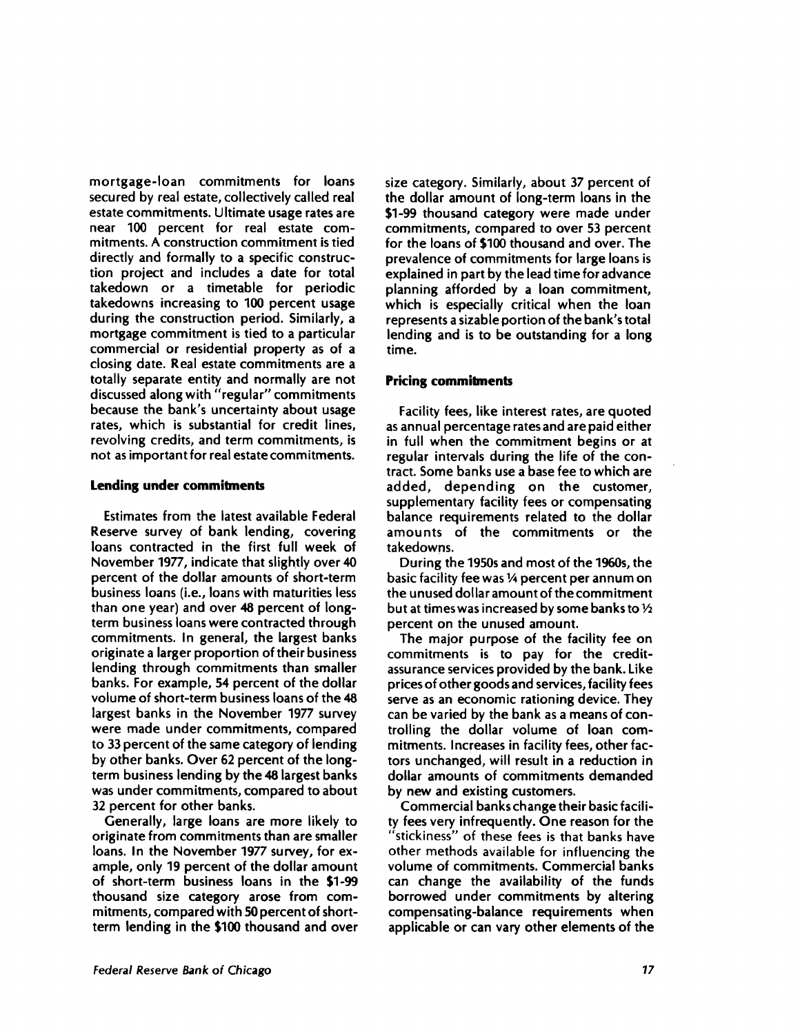mortgage-loan commitments for loans secured by real estate, collectively called real estate commitments. Ultimate usage rates are near 100 percent for real estate commitments. A construction commitment is tied directly and formally to a specific construction project and includes a date for total takedown or a timetable for periodic takedowns increasing to 100 percent usage during the construction period. Similarly, a mortgage commitment is tied to a particular commercial or residential property as of a closing date. Real estate commitments are a totally separate entity and normally are not discussed along with "regular" commitments because the bank's uncertainty about usage rates, which is substantial for credit lines, revolving credits, and term commitments, is not as important for real estate commitments.

**Lending under commitments**

Estimates from the latest available Federal Reserve survey of bank lending, covering loans contracted in the first full week of November 1977, indicate that slightly over 40 percent of the dollar amounts of short-term business loans (i.e., loans with maturities less than one year) and over 48 percent of long-term business loans were contracted through commitments. In general, the largest banks originate a larger proportion of their business lending through commitments than smaller banks. For example, 54 percent of the dollar volume of short-term business loans of the 48 largest banks in the November 1977 survey were made under commitments, compared to 33 percent of the same category of lending by other banks. Over 62 percent of the long-term business lending by the 48 largest banks was under commitments, compared to about 32 percent for other banks.

Generally, large loans are more likely to originate from commitments than are smaller loans. In the November 1977 survey, for example, only 19 percent of the dollar amount of short-term business loans in the $1-99 thousand size category arose from commitments, compared with 50 percent of short-term lending in the $100 thousand and over size category. Similarly, about 37 percent of the dollar amount of long-term loans in the $1-99 thousand category were made under commitments, compared to over 53 percent for the loans of $100 thousand and over. The prevalence of commitments for large loans is explained in part by the lead time for advance planning afforded by a loan commitment, which is especially critical when the loan represents a sizable portion of the bank's total lending and is to be outstanding for a long time.

**Pricing commitments**

Facility fees, like interest rates, are quoted as annual percentage rates and are paid either in full when the commitment begins or at regular intervals during the life of the contract. Some banks use a base fee to which are added, depending on the customer, supplementary facility fees or compensating balance requirements related to the dollar amounts of the commitments or the takedowns.

During the 1950s and most of the 1960s, the basic facility fee was ¼ percent per annum on the unused dollar amount of the commitment but at times was increased by some banks to ½ percent on the unused amount.

The major purpose of the facility fee on commitments is to pay for the credit-assurance services provided by the bank. Like prices of other goods and services, facility fees serve as an economic rationing device. They can be varied by the bank as a means of controlling the dollar volume of loan commitments. Increases in facility fees, other factors unchanged, will result in a reduction in dollar amounts of commitments demanded by new and existing customers.

Commercial banks change their basic facility fees very infrequently. One reason for the "stickiness" of these fees is that banks have other methods available for influencing the volume of commitments. Commercial banks can change the availability of the funds borrowed under commitments by altering compensating-balance requirements when applicable or can vary other elements of the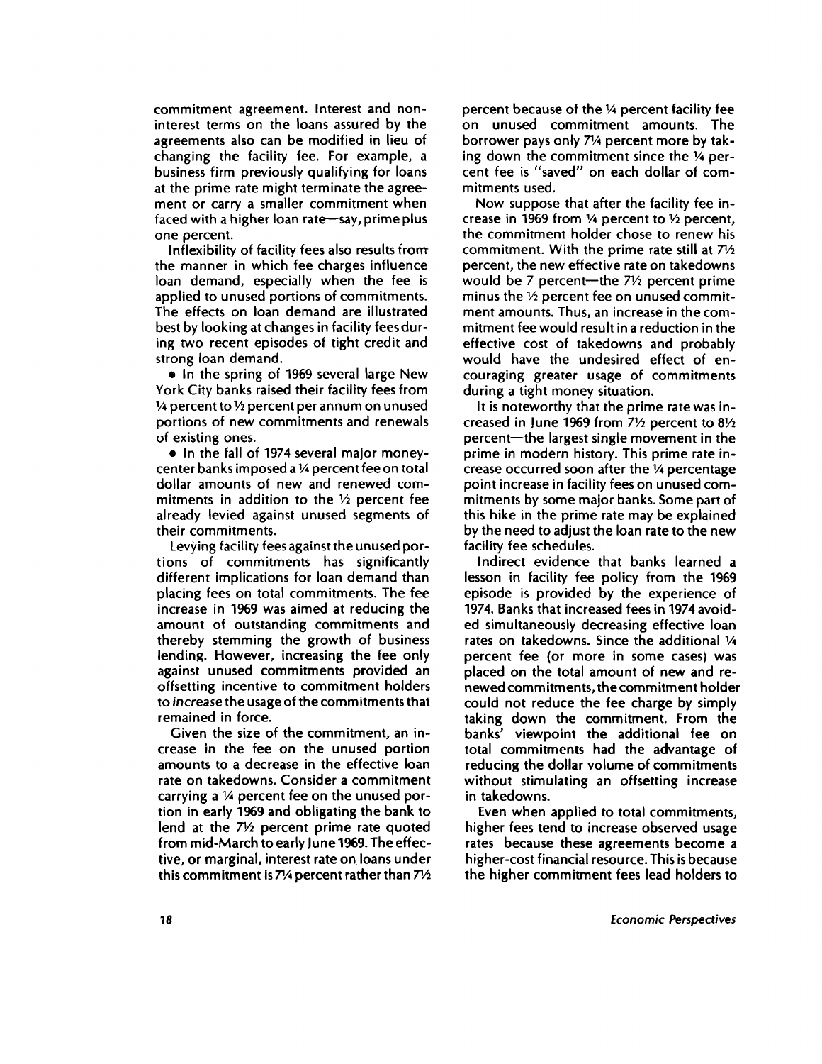commitment agreement. Interest and noninterest terms on the loans assured by the agreements also can be modified in lieu of changing the facility fee. For example, a business firm previously qualifying for loans at the prime rate might terminate the agreement or carry a smaller commitment when faced with a higher loan rate—say, prime plus one percent.

Inflexibility of facility fees also results from the manner in which fee charges influence loan demand, especially when the fee is applied to unused portions of commitments. The effects on loan demand are illustrated best by looking at changes in facility fees during two recent episodes of tight credit and strong loan demand.

- In the spring of 1969 several large New York City banks raised their facility fees from ¼ percent to ½ percent per annum on unused portions of new commitments and renewals of existing ones.
- In the fall of 1974 several major money-center banks imposed a ¼ percent fee on total dollar amounts of new and renewed commitments in addition to the ½ percent fee already levied against unused segments of their commitments.

Levying facility fees against the unused portions of commitments has significantly different implications for loan demand than placing fees on total commitments. The fee increase in 1969 was aimed at reducing the amount of outstanding commitments and thereby stemming the growth of business lending. However, increasing the fee only against unused commitments provided an offsetting incentive to commitment holders to *increase* the usage of the commitments that remained in force.

Given the size of the commitment, an increase in the fee on the unused portion amounts to a decrease in the effective loan rate on takedowns. Consider a commitment carrying a ¼ percent fee on the unused portion in early 1969 and obligating the bank to lend at the 7½ percent prime rate quoted from mid-March to early June 1969. The effective, or marginal, interest rate on loans under this commitment is 7¼ percent rather than 7½ percent because of the ¼ percent facility fee on unused commitment amounts. The borrower pays only 7¼ percent more by taking down the commitment since the ¼ percent fee is "saved" on each dollar of commitments used.

Now suppose that after the facility fee increase in 1969 from ¼ percent to ½ percent, the commitment holder chose to renew his commitment. With the prime rate still at 7½ percent, the new effective rate on takedowns would be 7 percent—the 7½ percent prime minus the ½ percent fee on unused commitment amounts. Thus, an increase in the commitment fee would result in a reduction in the effective cost of takedowns and probably would have the undesired effect of encouraging greater usage of commitments during a tight money situation.

It is noteworthy that the prime rate was increased in June 1969 from 7½ percent to 8½ percent—the largest single movement in the prime in modern history. This prime rate increase occurred soon after the ¼ percentage point increase in facility fees on unused commitments by some major banks. Some part of this hike in the prime rate may be explained by the need to adjust the loan rate to the new facility fee schedules.

Indirect evidence that banks learned a lesson in facility fee policy from the 1969 episode is provided by the experience of 1974. Banks that increased fees in 1974 avoided simultaneously decreasing effective loan rates on takedowns. Since the additional ¼ percent fee (or more in some cases) was placed on the total amount of new and renewed commitments, the commitment holder could not reduce the fee charge by simply taking down the commitment. From the banks' viewpoint the additional fee on total commitments had the advantage of reducing the dollar volume of commitments without stimulating an offsetting increase in takedowns.

Even when applied to total commitments, higher fees tend to increase observed usage rates because these agreements become a higher-cost financial resource. This is because the higher commitment fees lead holders to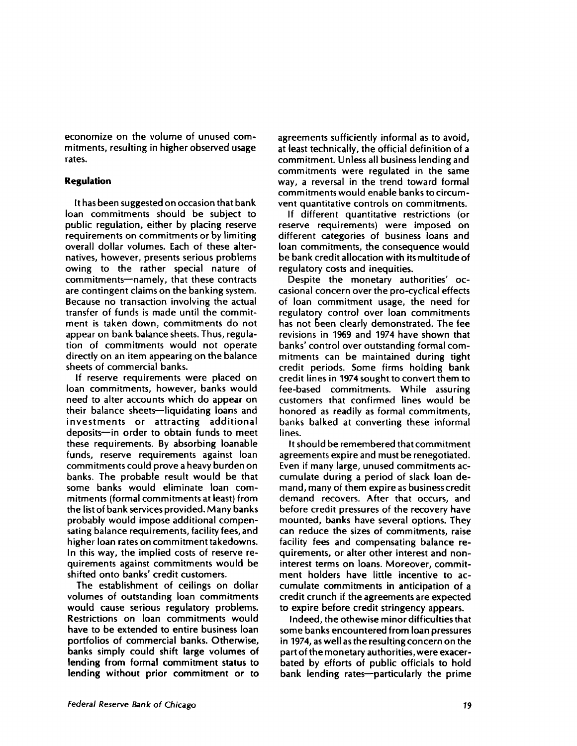economize on the volume of unused commitments, resulting in higher observed usage rates.

### Regulation

It has been suggested on occasion that bank loan commitments should be subject to public regulation, either by placing reserve requirements on commitments or by limiting overall dollar volumes. Each of these alternatives, however, presents serious problems owing to the rather special nature of commitments—namely, that these contracts are contingent claims on the banking system. Because no transaction involving the actual transfer of funds is made until the commitment is taken down, commitments do not appear on bank balance sheets. Thus, regulation of commitments would not operate directly on an item appearing on the balance sheets of commercial banks.

If reserve requirements were placed on loan commitments, however, banks would need to alter accounts which do appear on their balance sheets—liquidating loans and investments or attracting additional deposits—in order to obtain funds to meet these requirements. By absorbing loanable funds, reserve requirements against loan commitments could prove a heavy burden on banks. The probable result would be that some banks would eliminate loan commitments (formal commitments at least) from the list of bank services provided. Many banks probably would impose additional compensating balance requirements, facility fees, and higher loan rates on commitment takedowns. In this way, the implied costs of reserve requirements against commitments would be shifted onto banks' credit customers.

The establishment of ceilings on dollar volumes of outstanding loan commitments would cause serious regulatory problems. Restrictions on loan commitments would have to be extended to entire business loan portfolios of commercial banks. Otherwise, banks simply could shift large volumes of lending from formal commitment status to lending without prior commitment or to agreements sufficiently informal as to avoid, at least technically, the official definition of a commitment. Unless all business lending and commitments were regulated in the same way, a reversal in the trend toward formal commitments would enable banks to circumvent quantitative controls on commitments.

If different quantitative restrictions (or reserve requirements) were imposed on different categories of business loans and loan commitments, the consequence would be bank credit allocation with its multitude of regulatory costs and inequities.

Despite the monetary authorities' occasional concern over the pro-cyclical effects of loan commitment usage, the need for regulatory control over loan commitments has not been clearly demonstrated. The fee revisions in 1969 and 1974 have shown that banks' control over outstanding formal commitments can be maintained during tight credit periods. Some firms holding bank credit lines in 1974 sought to convert them to fee-based commitments. While assuring customers that confirmed lines would be honored as readily as formal commitments, banks balked at converting these informal lines.

It should be remembered that commitment agreements expire and must be renegotiated. Even if many large, unused commitments accumulate during a period of slack loan demand, many of them expire as business credit demand recovers. After that occurs, and before credit pressures of the recovery have mounted, banks have several options. They can reduce the sizes of commitments, raise facility fees and compensating balance requirements, or alter other interest and noninterest terms on loans. Moreover, commitment holders have little incentive to accumulate commitments in anticipation of a credit crunch if the agreements are expected to expire before credit stringency appears.

Indeed, the othewise minor difficulties that some banks encountered from loan pressures in 1974, as well as the resulting concern on the part of the monetary authorities, were exacerbated by efforts of public officials to hold bank lending rates—particularly the prime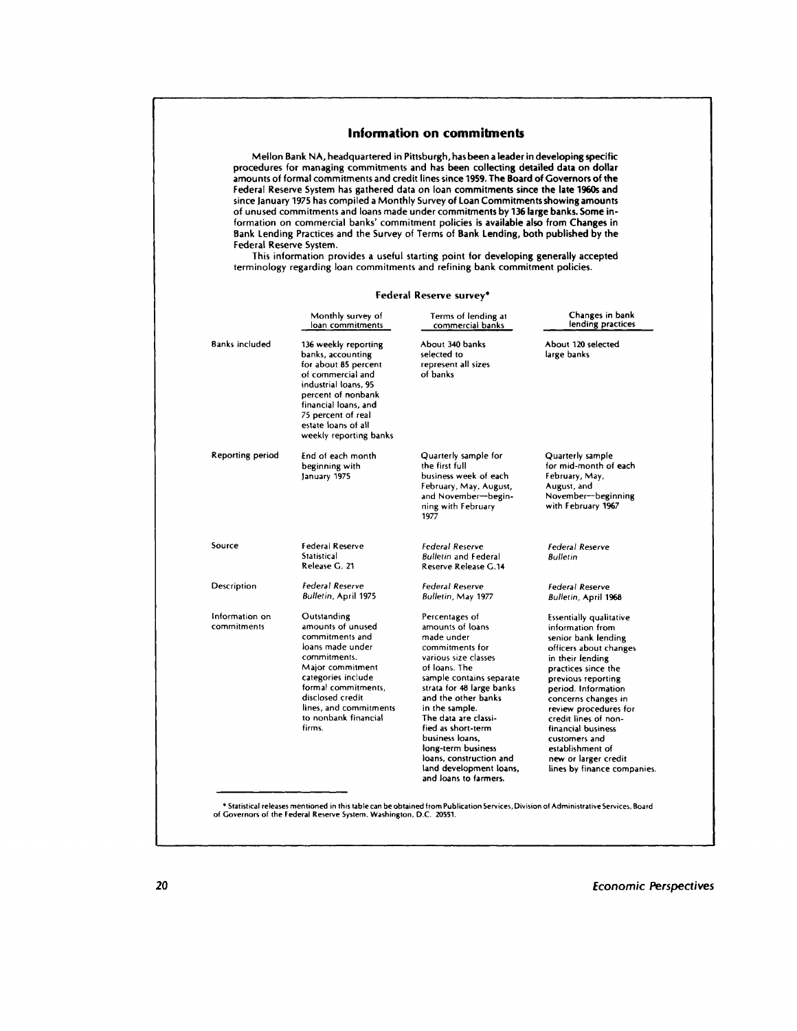## Information on commitments

Mellon Bank NA, headquartered in Pittsburgh, has been a leader in developing specific procedures for managing commitments and has been collecting detailed data on dollar amounts of formal commitments and credit lines since 1959. The Board of Governors of the Federal Reserve System has gathered data on loan commitments since the late 1960s and since January 1975 has compiled a Monthly Survey of Loan Commitments showing amounts of unused commitments and loans made under commitments by 136 large banks. Some information on commercial banks' commitment policies is available also from Changes in Bank Lending Practices and the Survey of Terms of Bank Lending, both published by the Federal Reserve System.

This information provides a useful starting point for developing generally accepted terminology regarding loan commitments and refining bank commitment policies.

**Federal Reserve survey***

| | Monthly survey of loan commitments | Terms of lending at commercial banks | Changes in bank lending practices |
|---|---|---|---|
| Banks included | 136 weekly reporting banks, accounting for about 85 percent of commercial and industrial loans, 95 percent of nonbank financial loans, and 75 percent of real estate loans of all weekly reporting banks | About 340 banks selected to represent all sizes of banks | About 120 selected large banks |
| Reporting period | End of each month beginning with January 1975 | Quarterly sample for the first full business week of each February, May, August, and November—beginning with February 1977 | Quarterly sample for mid-month of each February, May, August, and November—beginning with February 1967 |
| Source | Federal Reserve Statistical Release G. 21 | *Federal Reserve Bulletin* and Federal Reserve Release G.14 | *Federal Reserve Bulletin* |
| Description | *Federal Reserve Bulletin*, April 1975 | *Federal Reserve Bulletin*, May 1977 | *Federal Reserve Bulletin*, April 1968 |
| Information on commitments | Outstanding amounts of unused commitments and loans made under commitments. Major commitment categories include formal commitments, disclosed credit lines, and commitments to nonbank financial firms. | Percentages of amounts of loans made under commitments for various size classes of loans. The sample contains separate strata for 48 large banks and the other banks in the sample. The data are classified as short-term business loans, long-term business loans, construction and land development loans, and loans to farmers. | Essentially qualitative information from senior bank lending officers about changes in their lending practices since the previous reporting period. Information concerns changes in review procedures for credit lines of nonfinancial business customers and establishment of new or larger credit lines by finance companies. |

* Statistical releases mentioned in this table can be obtained from Publication Services, Division of Administrative Services, Board of Governors of the Federal Reserve System, Washington, D.C. 20551.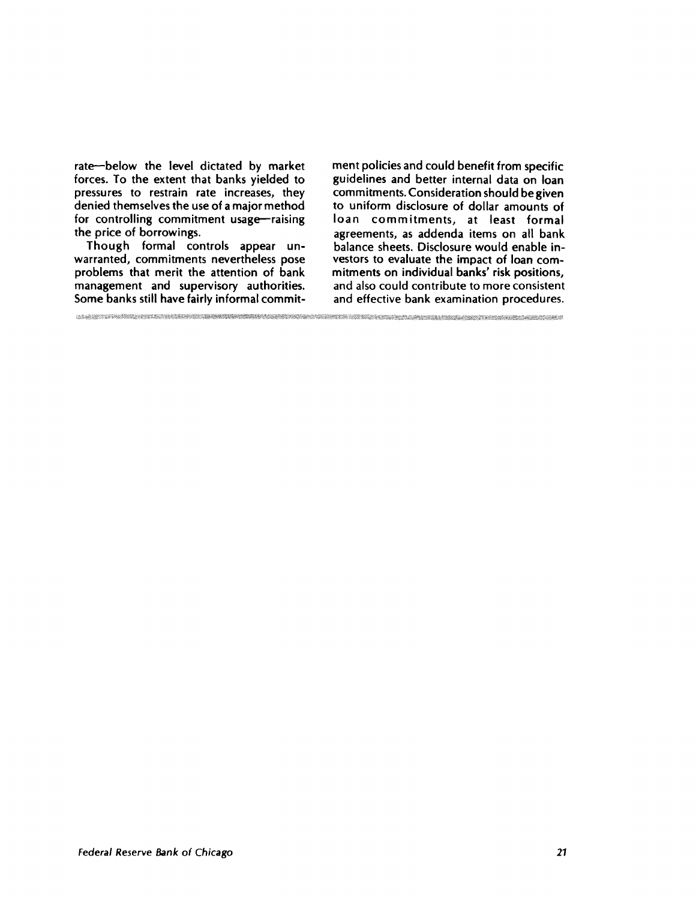rate—below the level dictated by market forces. To the extent that banks yielded to pressures to restrain rate increases, they denied themselves the use of a major method for controlling commitment usage—raising the price of borrowings.

Though formal controls appear unwarranted, commitments nevertheless pose problems that merit the attention of bank management and supervisory authorities. Some banks still have fairly informal commitment policies and could benefit from specific guidelines and better internal data on loan commitments. Consideration should be given to uniform disclosure of dollar amounts of loan commitments, at least formal agreements, as addenda items on all bank balance sheets. Disclosure would enable investors to evaluate the impact of loan commitments on individual banks' risk positions, and also could contribute to more consistent and effective bank examination procedures.